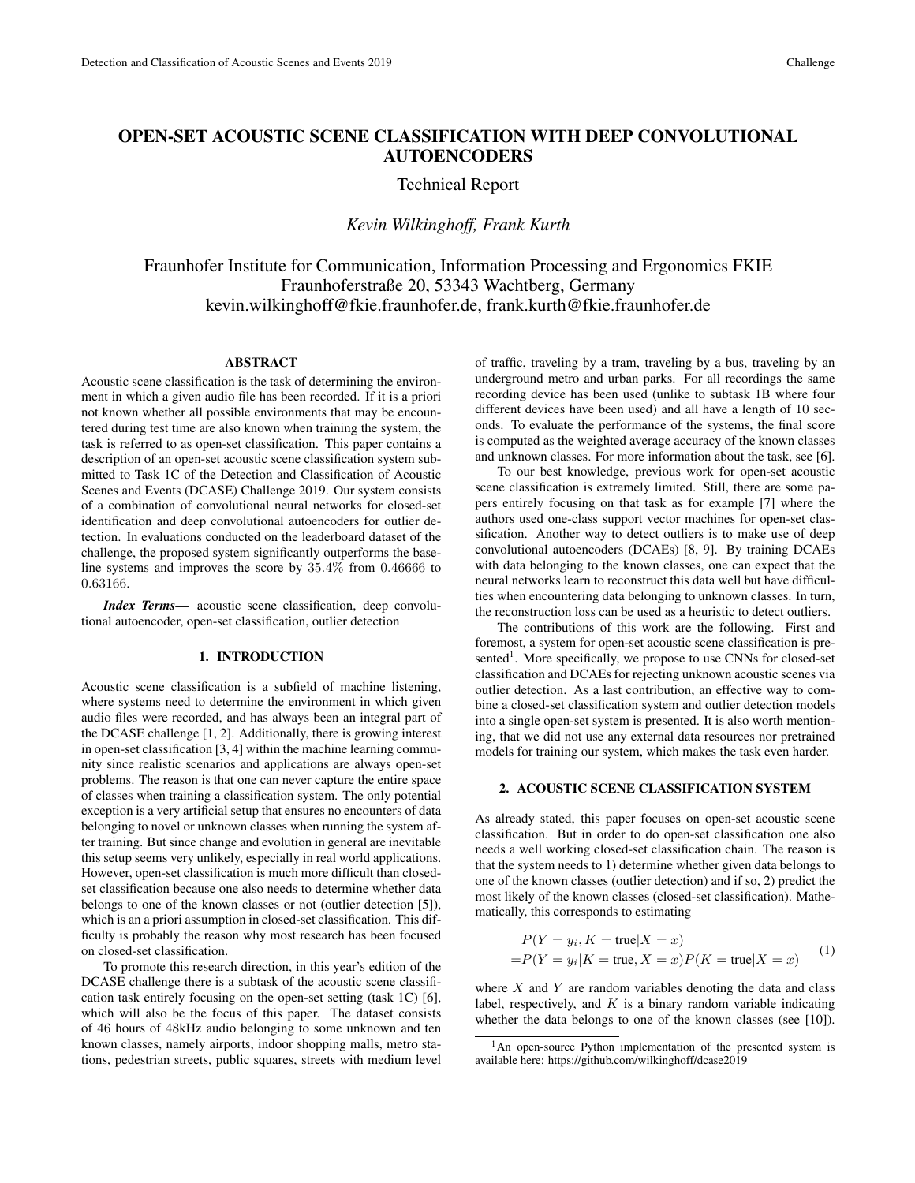# OPEN-SET ACOUSTIC SCENE CLASSIFICATION WITH DEEP CONVOLUTIONAL AUTOENCODERS

Technical Report

*Kevin Wilkinghoff, Frank Kurth*

Fraunhofer Institute for Communication, Information Processing and Ergonomics FKIE
Fraunhoferstraße 20, 53343 Wachtberg, Germany
kevin.wilkinghoff@fkie.fraunhofer.de, frank.kurth@fkie.fraunhofer.de

## ABSTRACT

Acoustic scene classification is the task of determining the environment in which a given audio file has been recorded. If it is a priori not known whether all possible environments that may be encountered during test time are also known when training the system, the task is referred to as open-set classification. This paper contains a description of an open-set acoustic scene classification system submitted to Task 1C of the Detection and Classification of Acoustic Scenes and Events (DCASE) Challenge 2019. Our system consists of a combination of convolutional neural networks for closed-set identification and deep convolutional autoencoders for outlier detection. In evaluations conducted on the leaderboard dataset of the challenge, the proposed system significantly outperforms the baseline systems and improves the score by $35.4\%$ from $0.46666$ to $0.63166$.

***Index Terms***— acoustic scene classification, deep convolutional autoencoder, open-set classification, outlier detection

## 1. INTRODUCTION

Acoustic scene classification is a subfield of machine listening, where systems need to determine the environment in which given audio files were recorded, and has always been an integral part of the DCASE challenge [1, 2]. Additionally, there is growing interest in open-set classification [3, 4] within the machine learning community since realistic scenarios and applications are always open-set problems. The reason is that one can never capture the entire space of classes when training a classification system. The only potential exception is a very artificial setup that ensures no encounters of data belonging to novel or unknown classes when running the system after training. But since change and evolution in general are inevitable this setup seems very unlikely, especially in real world applications. However, open-set classification is much more difficult than closed-set classification because one also needs to determine whether data belongs to one of the known classes or not (outlier detection [5]), which is an a priori assumption in closed-set classification. This difficulty is probably the reason why most research has been focused on closed-set classification.

To promote this research direction, in this year's edition of the DCASE challenge there is a subtask of the acoustic scene classification task entirely focusing on the open-set setting (task 1C) [6], which will also be the focus of this paper. The dataset consists of $46$ hours of $48$kHz audio belonging to some unknown and ten known classes, namely airports, indoor shopping malls, metro stations, pedestrian streets, public squares, streets with medium level of traffic, traveling by a tram, traveling by a bus, traveling by an underground metro and urban parks. For all recordings the same recording device has been used (unlike to subtask 1B where four different devices have been used) and all have a length of $10$ seconds. To evaluate the performance of the systems, the final score is computed as the weighted average accuracy of the known classes and unknown classes. For more information about the task, see [6].

To our best knowledge, previous work for open-set acoustic scene classification is extremely limited. Still, there are some papers entirely focusing on that task as for example [7] where the authors used one-class support vector machines for open-set classification. Another way to detect outliers is to make use of deep convolutional autoencoders (DCAEs) [8, 9]. By training DCAEs with data belonging to the known classes, one can expect that the neural networks learn to reconstruct this data well but have difficulties when encountering data belonging to unknown classes. In turn, the reconstruction loss can be used as a heuristic to detect outliers.

The contributions of this work are the following. First and foremost, a system for open-set acoustic scene classification is presented[1]. More specifically, we propose to use CNNs for closed-set classification and DCAEs for rejecting unknown acoustic scenes via outlier detection. As a last contribution, an effective way to combine a closed-set classification system and outlier detection models into a single open-set system is presented. It is also worth mentioning, that we did not use any external data resources nor pretrained models for training our system, which makes the task even harder.

## 2. ACOUSTIC SCENE CLASSIFICATION SYSTEM

As already stated, this paper focuses on open-set acoustic scene classification. But in order to do open-set classification one also needs a well working closed-set classification chain. The reason is that the system needs to 1) determine whether given data belongs to one of the known classes (outlier detection) and if so, 2) predict the most likely of the known classes (closed-set classification). Mathematically, this corresponds to estimating

$$
\begin{aligned}
&P(Y = y_i, K = \text{true}|X = x) \\
=&P(Y = y_i|K = \text{true}, X = x)P(K = \text{true}|X = x)
\end{aligned}
\tag{1}
$$

where $X$ and $Y$ are random variables denoting the data and class label, respectively, and $K$ is a binary random variable indicating whether the data belongs to one of the known classes (see [10]).

[1] An open-source Python implementation of the presented system is available here: https://github.com/wilkinghoff/dcase2019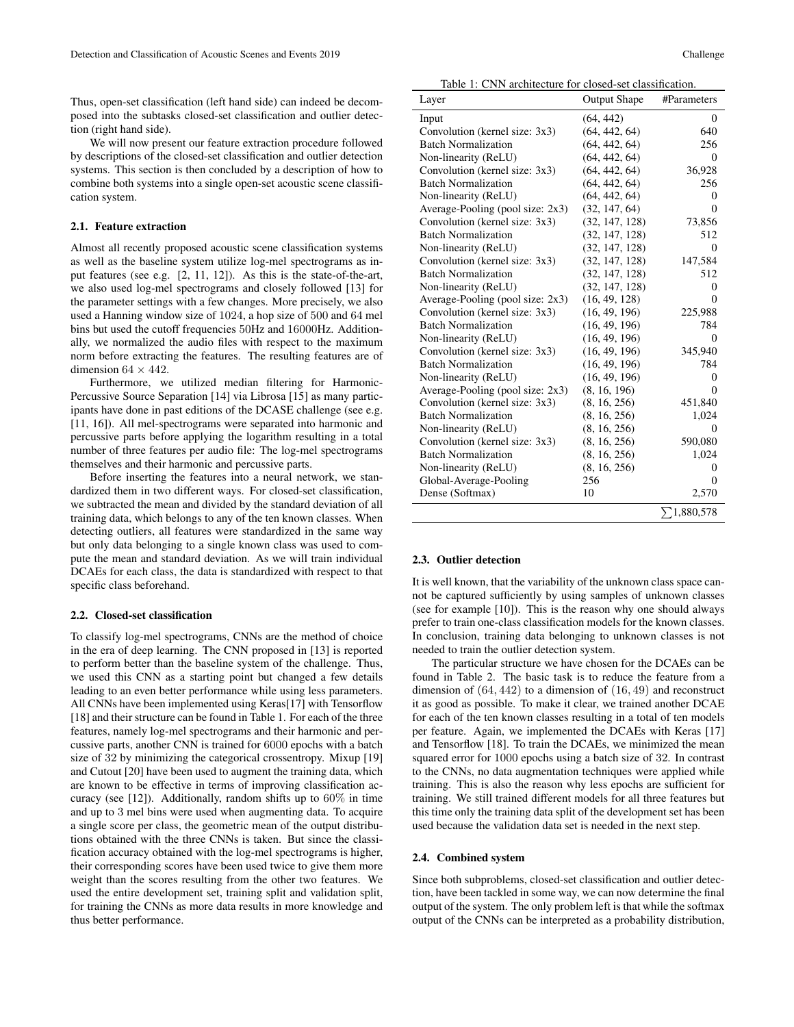Thus, open-set classification (left hand side) can indeed be decomposed into the subtasks closed-set classification and outlier detection (right hand side).

We will now present our feature extraction procedure followed by descriptions of the closed-set classification and outlier detection systems. This section is then concluded by a description of how to combine both systems into a single open-set acoustic scene classification system.

### 2.1. Feature extraction

Almost all recently proposed acoustic scene classification systems as well as the baseline system utilize log-mel spectrograms as input features (see e.g. [2, 11, 12]). As this is the state-of-the-art, we also used log-mel spectrograms and closely followed [13] for the parameter settings with a few changes. More precisely, we also used a Hanning window size of 1024, a hop size of 500 and 64 mel bins but used the cutoff frequencies 50Hz and 16000Hz. Additionally, we normalized the audio files with respect to the maximum norm before extracting the features. The resulting features are of dimension $64 \times 442$.

Furthermore, we utilized median filtering for Harmonic-Percussive Source Separation [14] via Librosa [15] as many participants have done in past editions of the DCASE challenge (see e.g. [11, 16]). All mel-spectrograms were separated into harmonic and percussive parts before applying the logarithm resulting in a total number of three features per audio file: The log-mel spectrograms themselves and their harmonic and percussive parts.

Before inserting the features into a neural network, we standardized them in two different ways. For closed-set classification, we subtracted the mean and divided by the standard deviation of all training data, which belongs to any of the ten known classes. When detecting outliers, all features were standardized in the same way but only data belonging to a single known class was used to compute the mean and standard deviation. As we will train individual DCAEs for each class, the data is standardized with respect to that specific class beforehand.

### 2.2. Closed-set classification

To classify log-mel spectrograms, CNNs are the method of choice in the era of deep learning. The CNN proposed in [13] is reported to perform better than the baseline system of the challenge. Thus, we used this CNN as a starting point but changed a few details leading to an even better performance while using less parameters. All CNNs have been implemented using Keras[17] with Tensorflow [18] and their structure can be found in Table 1. For each of the three features, namely log-mel spectrograms and their harmonic and percussive parts, another CNN is trained for 6000 epochs with a batch size of 32 by minimizing the categorical crossentropy. Mixup [19] and Cutout [20] have been used to augment the training data, which are known to be effective in terms of improving classification accuracy (see [12]). Additionally, random shifts up to 60% in time and up to 3 mel bins were used when augmenting data. To acquire a single score per class, the geometric mean of the output distributions obtained with the three CNNs is taken. But since the classification accuracy obtained with the log-mel spectrograms is higher, their corresponding scores have been used twice to give them more weight than the scores resulting from the other two features. We used the entire development set, training split and validation split, for training the CNNs as more data results in more knowledge and thus better performance.

Table 1: CNN architecture for closed-set classification.

| Layer | Output Shape | #Parameters |
|---|---|---|
| Input | (64, 442) | 0 |
| Convolution (kernel size: 3x3) | (64, 442, 64) | 640 |
| Batch Normalization | (64, 442, 64) | 256 |
| Non-linearity (ReLU) | (64, 442, 64) | 0 |
| Convolution (kernel size: 3x3) | (64, 442, 64) | 36,928 |
| Batch Normalization | (64, 442, 64) | 256 |
| Non-linearity (ReLU) | (64, 442, 64) | 0 |
| Average-Pooling (pool size: 2x3) | (32, 147, 64) | 0 |
| Convolution (kernel size: 3x3) | (32, 147, 128) | 73,856 |
| Batch Normalization | (32, 147, 128) | 512 |
| Non-linearity (ReLU) | (32, 147, 128) | 0 |
| Convolution (kernel size: 3x3) | (32, 147, 128) | 147,584 |
| Batch Normalization | (32, 147, 128) | 512 |
| Non-linearity (ReLU) | (32, 147, 128) | 0 |
| Average-Pooling (pool size: 2x3) | (16, 49, 128) | 0 |
| Convolution (kernel size: 3x3) | (16, 49, 196) | 225,988 |
| Batch Normalization | (16, 49, 196) | 784 |
| Non-linearity (ReLU) | (16, 49, 196) | 0 |
| Convolution (kernel size: 3x3) | (16, 49, 196) | 345,940 |
| Batch Normalization | (16, 49, 196) | 784 |
| Non-linearity (ReLU) | (16, 49, 196) | 0 |
| Average-Pooling (pool size: 2x3) | (8, 16, 196) | 0 |
| Convolution (kernel size: 3x3) | (8, 16, 256) | 451,840 |
| Batch Normalization | (8, 16, 256) | 1,024 |
| Non-linearity (ReLU) | (8, 16, 256) | 0 |
| Convolution (kernel size: 3x3) | (8, 16, 256) | 590,080 |
| Batch Normalization | (8, 16, 256) | 1,024 |
| Non-linearity (ReLU) | (8, 16, 256) | 0 |
| Global-Average-Pooling | 256 | 0 |
| Dense (Softmax) | 10 | 2,570 |
| | | $\sum$1,880,578 |

### 2.3. Outlier detection

It is well known, that the variability of the unknown class space cannot be captured sufficiently by using samples of unknown classes (see for example [10]). This is the reason why one should always prefer to train one-class classification models for the known classes. In conclusion, training data belonging to unknown classes is not needed to train the outlier detection system.

The particular structure we have chosen for the DCAEs can be found in Table 2. The basic task is to reduce the feature from a dimension of $(64, 442)$ to a dimension of $(16, 49)$ and reconstruct it as good as possible. To make it clear, we trained another DCAE for each of the ten known classes resulting in a total of ten models per feature. Again, we implemented the DCAEs with Keras [17] and Tensorflow [18]. To train the DCAEs, we minimized the mean squared error for 1000 epochs using a batch size of 32. In contrast to the CNNs, no data augmentation techniques were applied while training. This is also the reason why less epochs are sufficient for training. We still trained different models for all three features but this time only the training data split of the development set has been used because the validation data set is needed in the next step.

### 2.4. Combined system

Since both subproblems, closed-set classification and outlier detection, have been tackled in some way, we can now determine the final output of the system. The only problem left is that while the softmax output of the CNNs can be interpreted as a probability distribution,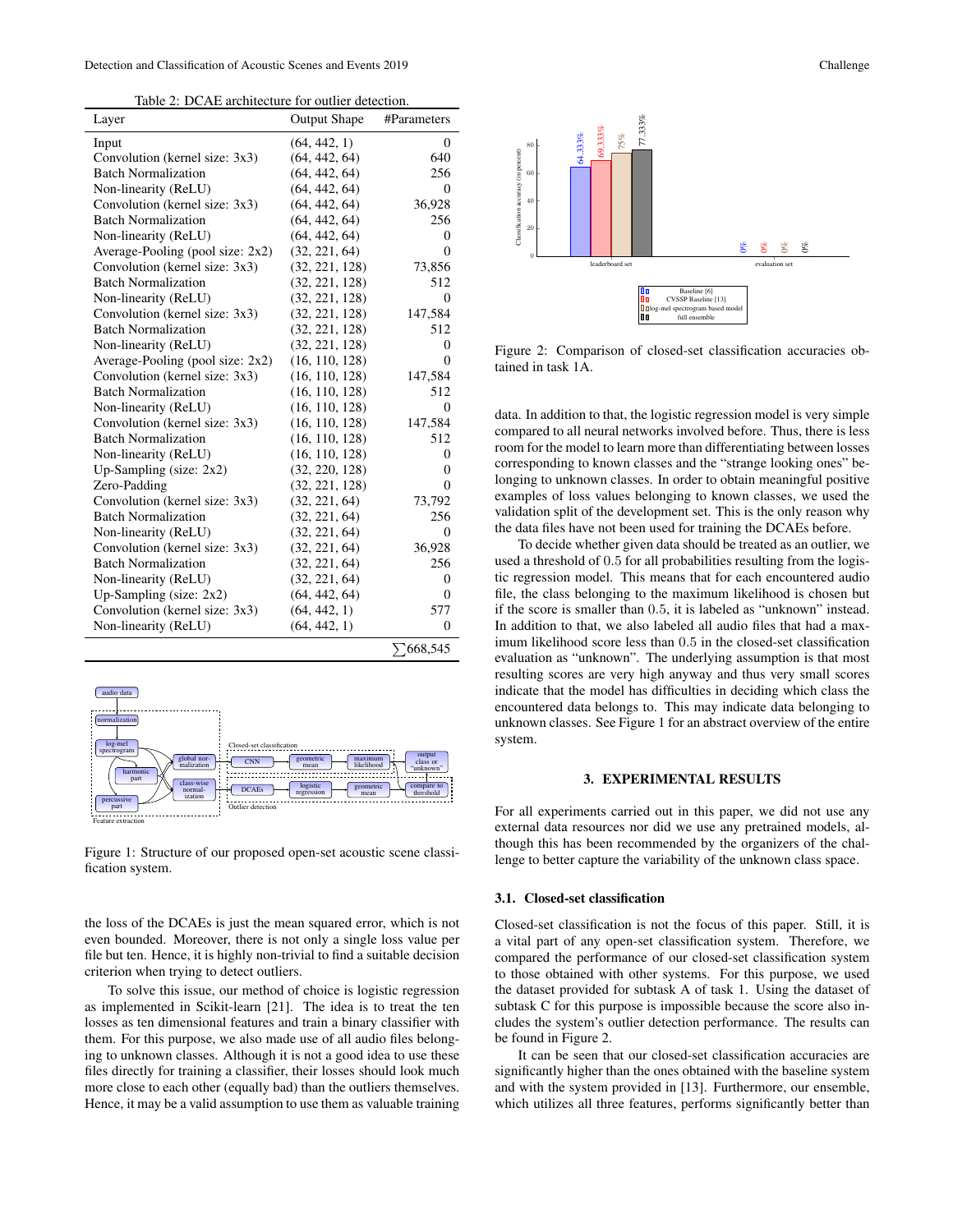Table 2: DCAE architecture for outlier detection.

| Layer | Output Shape | #Parameters |
|---|---|---|
| Input | (64, 442, 1) | 0 |
| Convolution (kernel size: 3x3) | (64, 442, 64) | 640 |
| Batch Normalization | (64, 442, 64) | 256 |
| Non-linearity (ReLU) | (64, 442, 64) | 0 |
| Convolution (kernel size: 3x3) | (64, 442, 64) | 36,928 |
| Batch Normalization | (64, 442, 64) | 256 |
| Non-linearity (ReLU) | (64, 442, 64) | 0 |
| Average-Pooling (pool size: 2x2) | (32, 221, 64) | 0 |
| Convolution (kernel size: 3x3) | (32, 221, 128) | 73,856 |
| Batch Normalization | (32, 221, 128) | 512 |
| Non-linearity (ReLU) | (32, 221, 128) | 0 |
| Convolution (kernel size: 3x3) | (32, 221, 128) | 147,584 |
| Batch Normalization | (32, 221, 128) | 512 |
| Non-linearity (ReLU) | (32, 221, 128) | 0 |
| Average-Pooling (pool size: 2x2) | (16, 110, 128) | 0 |
| Convolution (kernel size: 3x3) | (16, 110, 128) | 147,584 |
| Batch Normalization | (16, 110, 128) | 512 |
| Non-linearity (ReLU) | (16, 110, 128) | 0 |
| Convolution (kernel size: 3x3) | (16, 110, 128) | 147,584 |
| Batch Normalization | (16, 110, 128) | 512 |
| Non-linearity (ReLU) | (16, 110, 128) | 0 |
| Up-Sampling (size: 2x2) | (32, 220, 128) | 0 |
| Zero-Padding | (32, 221, 128) | 0 |
| Convolution (kernel size: 3x3) | (32, 221, 64) | 73,792 |
| Batch Normalization | (32, 221, 64) | 256 |
| Non-linearity (ReLU) | (32, 221, 64) | 0 |
| Convolution (kernel size: 3x3) | (32, 221, 64) | 36,928 |
| Batch Normalization | (32, 221, 64) | 256 |
| Non-linearity (ReLU) | (32, 221, 64) | 0 |
| Up-Sampling (size: 2x2) | (64, 442, 64) | 0 |
| Convolution (kernel size: 3x3) | (64, 442, 1) | 577 |
| Non-linearity (ReLU) | (64, 442, 1) | 0 |
| | | $\sum$668,545 |

Figure 1: Structure of our proposed open-set acoustic scene classification system.

the loss of the DCAEs is just the mean squared error, which is not even bounded. Moreover, there is not only a single loss value per file but ten. Hence, it is highly non-trivial to find a suitable decision criterion when trying to detect outliers.

To solve this issue, our method of choice is logistic regression as implemented in Scikit-learn [21]. The idea is to treat the ten losses as ten dimensional features and train a binary classifier with them. For this purpose, we also made use of all audio files belonging to unknown classes. Although it is not a good idea to use these files directly for training a classifier, their losses should look much more close to each other (equally bad) than the outliers themselves. Hence, it may be a valid assumption to use them as valuable training data. In addition to that, the logistic regression model is very simple compared to all neural networks involved before. Thus, there is less room for the model to learn more than differentiating between losses corresponding to known classes and the "strange looking ones" belonging to unknown classes. In order to obtain meaningful positive examples of loss values belonging to known classes, we used the validation split of the development set. This is the only reason why the data files have not been used for training the DCAEs before.

To decide whether given data should be treated as an outlier, we used a threshold of 0.5 for all probabilities resulting from the logistic regression model. This means that for each encountered audio file, the class belonging to the maximum likelihood is chosen but if the score is smaller than 0.5, it is labeled as "unknown" instead. In addition to that, we also labeled all audio files that had a maximum likelihood score less than 0.5 in the closed-set classification evaluation as "unknown". The underlying assumption is that most resulting scores are very high anyway and thus very small scores indicate that the model has difficulties in deciding which class the encountered data belongs to. This may indicate data belonging to unknown classes. See Figure 1 for an abstract overview of the entire system.

Figure 2: Comparison of closed-set classification accuracies obtained in task 1A.

## 3. EXPERIMENTAL RESULTS

For all experiments carried out in this paper, we did not use any external data resources nor did we use any pretrained models, although this has been recommended by the organizers of the challenge to better capture the variability of the unknown class space.

### 3.1. Closed-set classification

Closed-set classification is not the focus of this paper. Still, it is a vital part of any open-set classification system. Therefore, we compared the performance of our closed-set classification system to those obtained with other systems. For this purpose, we used the dataset provided for subtask A of task 1. Using the dataset of subtask C for this purpose is impossible because the score also includes the system's outlier detection performance. The results can be found in Figure 2.

It can be seen that our closed-set classification accuracies are significantly higher than the ones obtained with the baseline system and with the system provided in [13]. Furthermore, our ensemble, which utilizes all three features, performs significantly better than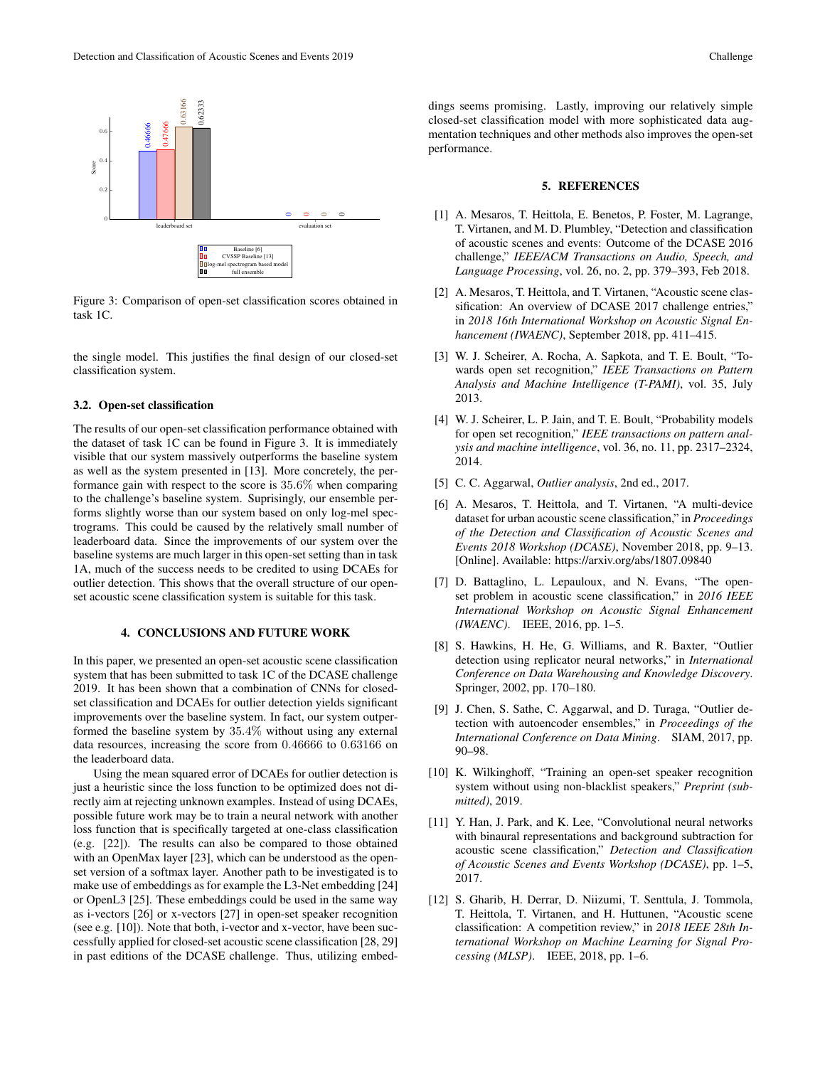Figure 3: Comparison of open-set classification scores obtained in task 1C.

the single model. This justifies the final design of our closed-set classification system.

### 3.2. Open-set classification

The results of our open-set classification performance obtained with the dataset of task 1C can be found in Figure 3. It is immediately visible that our system massively outperforms the baseline system as well as the system presented in [13]. More concretely, the performance gain with respect to the score is $35.6\%$ when comparing to the challenge's baseline system. Suprisingly, our ensemble performs slightly worse than our system based on only log-mel spectrograms. This could be caused by the relatively small number of leaderboard data. Since the improvements of our system over the baseline systems are much larger in this open-set setting than in task 1A, much of the success needs to be credited to using DCAEs for outlier detection. This shows that the overall structure of our open-set acoustic scene classification system is suitable for this task.

## 4. CONCLUSIONS AND FUTURE WORK

In this paper, we presented an open-set acoustic scene classification system that has been submitted to task 1C of the DCASE challenge 2019. It has been shown that a combination of CNNs for closed-set classification and DCAEs for outlier detection yields significant improvements over the baseline system. In fact, our system outperformed the baseline system by $35.4\%$ without using any external data resources, increasing the score from $0.46666$ to $0.63166$ on the leaderboard data.

Using the mean squared error of DCAEs for outlier detection is just a heuristic since the loss function to be optimized does not directly aim at rejecting unknown examples. Instead of using DCAEs, possible future work may be to train a neural network with another loss function that is specifically targeted at one-class classification (e.g. [22]). The results can also be compared to those obtained with an OpenMax layer [23], which can be understood as the open-set version of a softmax layer. Another path to be investigated is to make use of embeddings as for example the L3-Net embedding [24] or OpenL3 [25]. These embeddings could be used in the same way as i-vectors [26] or x-vectors [27] in open-set speaker recognition (see e.g. [10]). Note that both, i-vector and x-vector, have been successfully applied for closed-set acoustic scene classification [28, 29] in past editions of the DCASE challenge. Thus, utilizing embeddings seems promising. Lastly, improving our relatively simple closed-set classification model with more sophisticated data augmentation techniques and other methods also improves the open-set performance.

## 5. REFERENCES

[1] A. Mesaros, T. Heittola, E. Benetos, P. Foster, M. Lagrange, T. Virtanen, and M. D. Plumbley, "Detection and classification of acoustic scenes and events: Outcome of the DCASE 2016 challenge," *IEEE/ACM Transactions on Audio, Speech, and Language Processing*, vol. 26, no. 2, pp. 379–393, Feb 2018.

[2] A. Mesaros, T. Heittola, and T. Virtanen, "Acoustic scene classification: An overview of DCASE 2017 challenge entries," in *2018 16th International Workshop on Acoustic Signal Enhancement (IWAENC)*, September 2018, pp. 411–415.

[3] W. J. Scheirer, A. Rocha, A. Sapkota, and T. E. Boult, "Towards open set recognition," *IEEE Transactions on Pattern Analysis and Machine Intelligence (T-PAMI)*, vol. 35, July 2013.

[4] W. J. Scheirer, L. P. Jain, and T. E. Boult, "Probability models for open set recognition," *IEEE transactions on pattern analysis and machine intelligence*, vol. 36, no. 11, pp. 2317–2324, 2014.

[5] C. C. Aggarwal, *Outlier analysis*, 2nd ed., 2017.

[6] A. Mesaros, T. Heittola, and T. Virtanen, "A multi-device dataset for urban acoustic scene classification," in *Proceedings of the Detection and Classification of Acoustic Scenes and Events 2018 Workshop (DCASE)*, November 2018, pp. 9–13. [Online]. Available: https://arxiv.org/abs/1807.09840

[7] D. Battaglino, L. Lepauloux, and N. Evans, "The open-set problem in acoustic scene classification," in *2016 IEEE International Workshop on Acoustic Signal Enhancement (IWAENC)*. IEEE, 2016, pp. 1–5.

[8] S. Hawkins, H. He, G. Williams, and R. Baxter, "Outlier detection using replicator neural networks," in *International Conference on Data Warehousing and Knowledge Discovery*. Springer, 2002, pp. 170–180.

[9] J. Chen, S. Sathe, C. Aggarwal, and D. Turaga, "Outlier detection with autoencoder ensembles," in *Proceedings of the International Conference on Data Mining*. SIAM, 2017, pp. 90–98.

[10] K. Wilkinghoff, "Training an open-set speaker recognition system without using non-blacklist speakers," *Preprint (submitted)*, 2019.

[11] Y. Han, J. Park, and K. Lee, "Convolutional neural networks with binaural representations and background subtraction for acoustic scene classification," *Detection and Classification of Acoustic Scenes and Events Workshop (DCASE)*, pp. 1–5, 2017.

[12] S. Gharib, H. Derrar, D. Niizumi, T. Senttula, J. Tommola, T. Heittola, T. Virtanen, and H. Huttunen, "Acoustic scene classification: A competition review," in *2018 IEEE 28th International Workshop on Machine Learning for Signal Processing (MLSP)*. IEEE, 2018, pp. 1–6.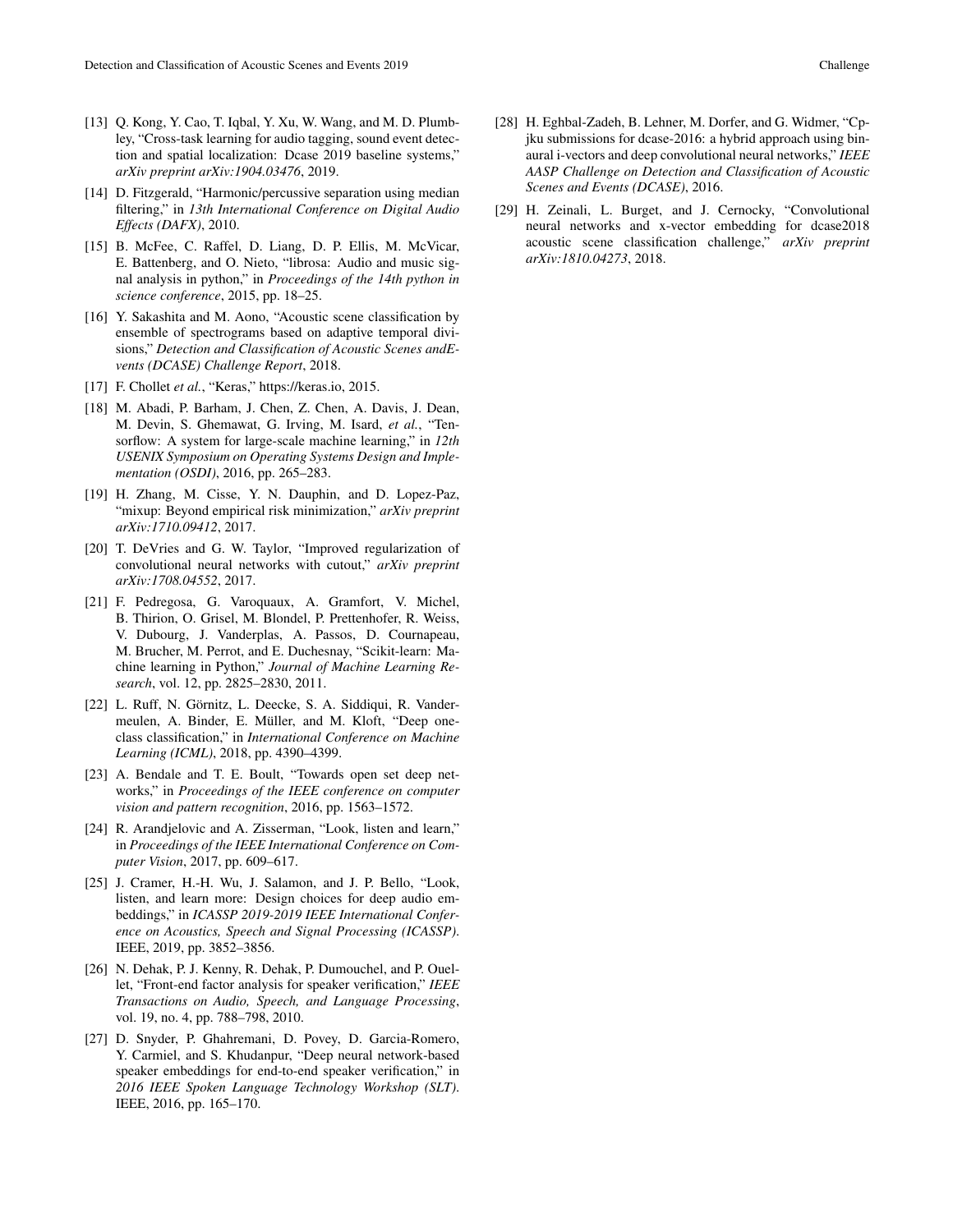[13] Q. Kong, Y. Cao, T. Iqbal, Y. Xu, W. Wang, and M. D. Plumbley, "Cross-task learning for audio tagging, sound event detection and spatial localization: Dcase 2019 baseline systems," *arXiv preprint arXiv:1904.03476*, 2019.

[14] D. Fitzgerald, "Harmonic/percussive separation using median filtering," in *13th International Conference on Digital Audio Effects (DAFX)*, 2010.

[15] B. McFee, C. Raffel, D. Liang, D. P. Ellis, M. McVicar, E. Battenberg, and O. Nieto, "librosa: Audio and music signal analysis in python," in *Proceedings of the 14th python in science conference*, 2015, pp. 18–25.

[16] Y. Sakashita and M. Aono, "Acoustic scene classification by ensemble of spectrograms based on adaptive temporal divisions," *Detection and Classification of Acoustic Scenes andEvents (DCASE) Challenge Report*, 2018.

[17] F. Chollet *et al.*, "Keras," https://keras.io, 2015.

[18] M. Abadi, P. Barham, J. Chen, Z. Chen, A. Davis, J. Dean, M. Devin, S. Ghemawat, G. Irving, M. Isard, *et al.*, "Tensorflow: A system for large-scale machine learning," in *12th USENIX Symposium on Operating Systems Design and Implementation (OSDI)*, 2016, pp. 265–283.

[19] H. Zhang, M. Cisse, Y. N. Dauphin, and D. Lopez-Paz, "mixup: Beyond empirical risk minimization," *arXiv preprint arXiv:1710.09412*, 2017.

[20] T. DeVries and G. W. Taylor, "Improved regularization of convolutional neural networks with cutout," *arXiv preprint arXiv:1708.04552*, 2017.

[21] F. Pedregosa, G. Varoquaux, A. Gramfort, V. Michel, B. Thirion, O. Grisel, M. Blondel, P. Prettenhofer, R. Weiss, V. Dubourg, J. Vanderplas, A. Passos, D. Cournapeau, M. Brucher, M. Perrot, and E. Duchesnay, "Scikit-learn: Machine learning in Python," *Journal of Machine Learning Research*, vol. 12, pp. 2825–2830, 2011.

[22] L. Ruff, N. Görnitz, L. Deecke, S. A. Siddiqui, R. Vandermeulen, A. Binder, E. Müller, and M. Kloft, "Deep one-class classification," in *International Conference on Machine Learning (ICML)*, 2018, pp. 4390–4399.

[23] A. Bendale and T. E. Boult, "Towards open set deep networks," in *Proceedings of the IEEE conference on computer vision and pattern recognition*, 2016, pp. 1563–1572.

[24] R. Arandjelovic and A. Zisserman, "Look, listen and learn," in *Proceedings of the IEEE International Conference on Computer Vision*, 2017, pp. 609–617.

[25] J. Cramer, H.-H. Wu, J. Salamon, and J. P. Bello, "Look, listen, and learn more: Design choices for deep audio embeddings," in *ICASSP 2019-2019 IEEE International Conference on Acoustics, Speech and Signal Processing (ICASSP)*. IEEE, 2019, pp. 3852–3856.

[26] N. Dehak, P. J. Kenny, R. Dehak, P. Dumouchel, and P. Ouellet, "Front-end factor analysis for speaker verification," *IEEE Transactions on Audio, Speech, and Language Processing*, vol. 19, no. 4, pp. 788–798, 2010.

[27] D. Snyder, P. Ghahremani, D. Povey, D. Garcia-Romero, Y. Carmiel, and S. Khudanpur, "Deep neural network-based speaker embeddings for end-to-end speaker verification," in *2016 IEEE Spoken Language Technology Workshop (SLT)*. IEEE, 2016, pp. 165–170.

[28] H. Eghbal-Zadeh, B. Lehner, M. Dorfer, and G. Widmer, "Cp-jku submissions for dcase-2016: a hybrid approach using binaural i-vectors and deep convolutional neural networks," *IEEE AASP Challenge on Detection and Classification of Acoustic Scenes and Events (DCASE)*, 2016.

[29] H. Zeinali, L. Burget, and J. Cernocky, "Convolutional neural networks and x-vector embedding for dcase2018 acoustic scene classification challenge," *arXiv preprint arXiv:1810.04273*, 2018.